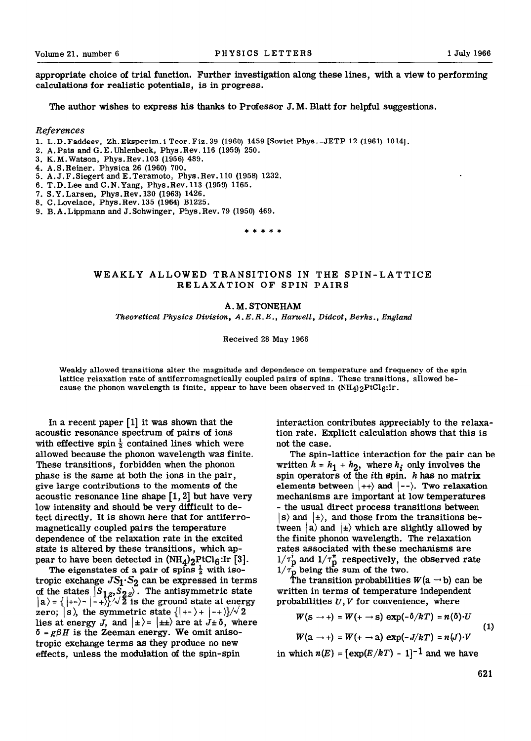appropriate choice of trial function. Further investigation along these lines, with a view to performing calculations for realistic potentials, is in progress.

The author wishes to express his thanks to Professor J. M. Blatt for helpful suggestions.

*References*

1. L.D.Faddeev, Zh.Eksperim.i Teor.Fiz.39 (1960) 1459 [Soviet Phys.-JETP 12 (1961) 1014].
2. A.Pais and G.E.Uhlenbeck, Phys.Rev.116 (1959) 250.
3. K.M.Watson, Phys.Rev.103 (1956) 489.
4. A.S.Reiner. Physica 26 (1960) 700.
5. A.J.F.Siegert and E.Teramoto, Phys.Rev.110 (1958) 1232.
6. T.D.Lee and C.N.Yang, Phys.Rev.113 (1959) 1165.
7. S.Y.Larsen, Phys.Rev.130 (1963) 1426.
8. C.Lovelace, Phys.Rev.135 (1964) B1225.
9. B.A.Lippmann and J.Schwinger, Phys.Rev.79 (1950) 469.

\* \* \* \* \*

# WEAKLY ALLOWED TRANSITIONS IN THE SPIN-LATTICE RELAXATION OF SPIN PAIRS

**A. M. STONEHAM**

*Theoretical Physics Division, A.E.R.E., Harwell, Didcot, Berks., England*

Received 28 May 1966

Weakly allowed transitions alter the magnitude and dependence on temperature and frequency of the spin lattice relaxation rate of antiferromagnetically coupled pairs of spins. These transitions, allowed because the phonon wavelength is finite, appear to have been observed in $(NH_4)_2PtCl_6$:Ir.

In a recent paper [1] it was shown that the acoustic resonance spectrum of pairs of ions with effective spin $\frac{1}{2}$ contained lines which were allowed because the phonon wavelength was finite. These transitions, forbidden when the phonon phase is the same at both the ions in the pair, give large contributions to the moments of the acoustic resonance line shape [1,2] but have very low intensity and should be very difficult to detect directly. It is shown here that for antiferromagnetically coupled pairs the temperature dependence of the relaxation rate in the excited state is altered by these transitions, which appear to have been detected in $(NH_4)_2PtCl_6$:Ir [3].

The eigenstates of a pair of spins $\frac{1}{2}$ with isotropic exchange $J\mathbf{S}_1\cdot\mathbf{S}_2$ can be expressed in terms of the states $|S_{1z},S_{2z}\rangle$. The antisymmetric state $|a\rangle = \{|+-\rangle - |-+\rangle\}/\sqrt{2}$ is the ground state at energy zero; $|s\rangle$, the symmetric state $\{|+-\rangle + |-+\rangle\}/\sqrt{2}$ lies at energy $J$, and $|\pm\rangle = |\pm\pm\rangle$ are at $J\pm\delta$, where $\delta = g\beta H$ is the Zeeman energy. We omit anisotropic exchange terms as they produce no new effects, unless the modulation of the spin-spin interaction contributes appreciably to the relaxation rate. Explicit calculation shows that this is not the case.

The spin-lattice interaction for the pair can be written $h = h_1 + h_2$, where $h_i$ only involves the spin operators of the $i$th spin. $h$ has no matrix elements between $|++\rangle$ and $|--\rangle$. Two relaxation mechanisms are important at low temperatures - the usual direct process transitions between $|s\rangle$ and $|\pm\rangle$, and those from the transitions between $|a\rangle$ and $|\pm\rangle$ which are slightly allowed by the finite phonon wavelength. The relaxation rates associated with these mechanisms are $1/\tau_p'$ and $1/\tau_p''$ respectively, the observed rate $1/\tau_p$ being the sum of the two.

The transition probabilities $W(a\rightarrow b)$ can be written in terms of temperature independent probabilities $U, V$ for convenience, where

$$W(s\rightarrow +) = W(+\rightarrow s)\exp(-\delta/kT) = n(\delta)\cdot U$$
$$W(a\rightarrow +) = W(+\rightarrow a)\exp(-J/kT) = n(J)\cdot V \tag{1}$$

in which $n(E) = [\exp(E/kT) - 1]^{-1}$ and we have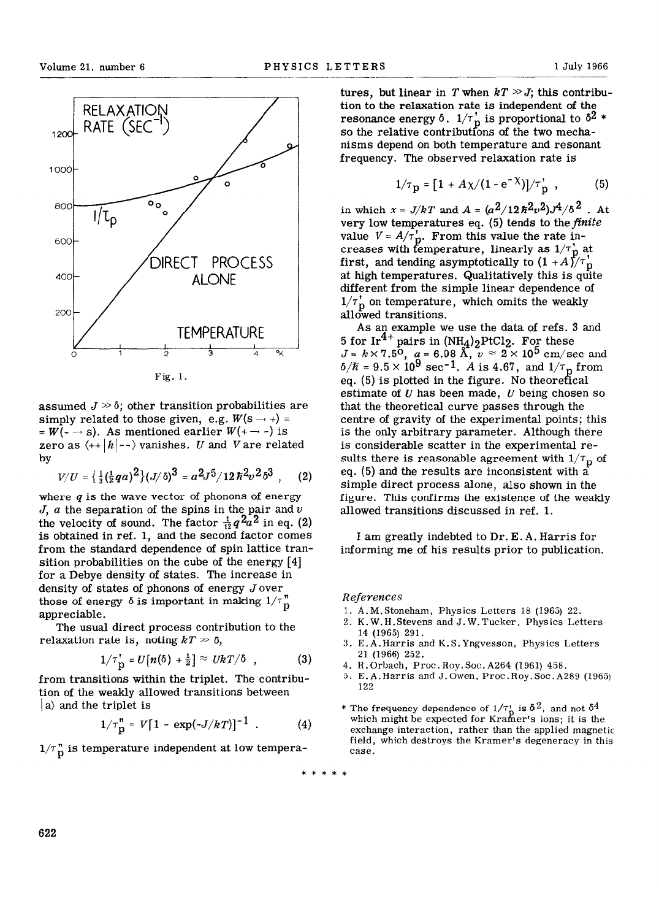RELAXATION RATE (SEC$^{-1}$)

1200

1000

800

600

400

200

0

$1/\tau_p$

DIRECT PROCESS ALONE

TEMPERATURE

0 1 2 3 4 °K

Fig. 1.

assumed $J \gg \delta$; other transition probabilities are simply related to those given, e.g. $W(s \to +) = W(- \to s)$. As mentioned earlier $W(+ \to -)$ is zero as $\langle ++|h|--\rangle$ vanishes. $U$ and $V$ are related by

$$V/U = \{\tfrac{1}{3}(\tfrac{1}{2}qa)^2\}(J/\delta)^3 = a^2 J^5/12\hbar^2 v^2 \delta^3 \ , \quad (2)$$

where $q$ is the wave vector of phonons of energy $J$, $a$ the separation of the spins in the pair and $v$ the velocity of sound. The factor $\frac{1}{12}q^2a^2$ in eq. (2) is obtained in ref. 1, and the second factor comes from the standard dependence of spin lattice transition probabilities on the cube of the energy [4] for a Debye density of states. The increase in density of states of phonons of energy $J$ over those of energy $\delta$ is important in making $1/\tau_p''$ appreciable.

The usual direct process contribution to the relaxation rate is, noting $kT \gg \delta$,

$$1/\tau_p' = U[n(\delta) + \tfrac{1}{2}] \approx UkT/\delta \ , \quad (3)$$

from transitions within the triplet. The contribution of the weakly allowed transitions between $|a\rangle$ and the triplet is

$$1/\tau_p'' = V[1 - \exp(-J/kT)]^{-1} \ . \quad (4)$$

$1/\tau_p''$ is temperature independent at low temperatures, but linear in $T$ when $kT \gg J$; this contribution to the relaxation rate is independent of the resonance energy $\delta$. $1/\tau_p'$ is proportional to $\delta^2$ * so the relative contributions of the two mechanisms depend on both temperature and resonant frequency. The observed relaxation rate is

$$1/\tau_p = [1 + A\chi/(1 - e^{-\chi})]/\tau_p' \ , \quad (5)$$

in which $x = J/kT$ and $A = (a^2/12\hbar^2 v^2)J^4/\delta^2$ . At very low temperatures eq. (5) tends to the *finite* value $V = A/\tau_p'$. From this value the rate increases with temperature, linearly as $1/\tau_p'$ at first, and tending asymptotically to $(1 + A)/\tau_p'$ at high temperatures. Qualitatively this is quite different from the simple linear dependence of $1/\tau_p'$ on temperature, which omits the weakly allowed transitions.

As an example we use the data of refs. 3 and 5 for $Ir^{4+}$ pairs in $(NH_4)_2PtCl_2$. For these $J = k \times 7.5^o$, $a = 6.98$ Å, $v \approx 2 \times 10^5$ cm/sec and $\delta/\hbar = 9.5 \times 10^9$ sec$^{-1}$. $A$ is 4.67, and $1/\tau_p$ from eq. (5) is plotted in the figure. No theoretical estimate of $U$ has been made, $U$ being chosen so that the theoretical curve passes through the centre of gravity of the experimental points; this is the only arbitrary parameter. Although there is considerable scatter in the experimental results there is reasonable agreement with $1/\tau_p$ of eq. (5) and the results are inconsistent with a simple direct process alone, also shown in the figure. This confirms the existence of the weakly allowed transitions discussed in ref. 1.

I am greatly indebted to Dr. E. A. Harris for informing me of his results prior to publication.

*References*

1. A.M.Stoneham, Physics Letters 18 (1965) 22.
2. K.W.H.Stevens and J.W.Tucker, Physics Letters 14 (1965) 291.
3. E.A.Harris and K.S.Yngvesson, Physics Letters 21 (1966) 252.
4. R.Orbach, Proc.Roy.Soc. A264 (1961) 458.
5. E.A.Harris and J.Owen, Proc.Roy.Soc. A289 (1965) 122

\* The frequency dependence of $1/\tau_p'$ is $\delta^2$, and not $\delta^4$ which might be expected for Kramer's ions; it is the exchange interaction, rather than the applied magnetic field, which destroys the Kramer's degeneracy in this case.

\* \* \* \* \*